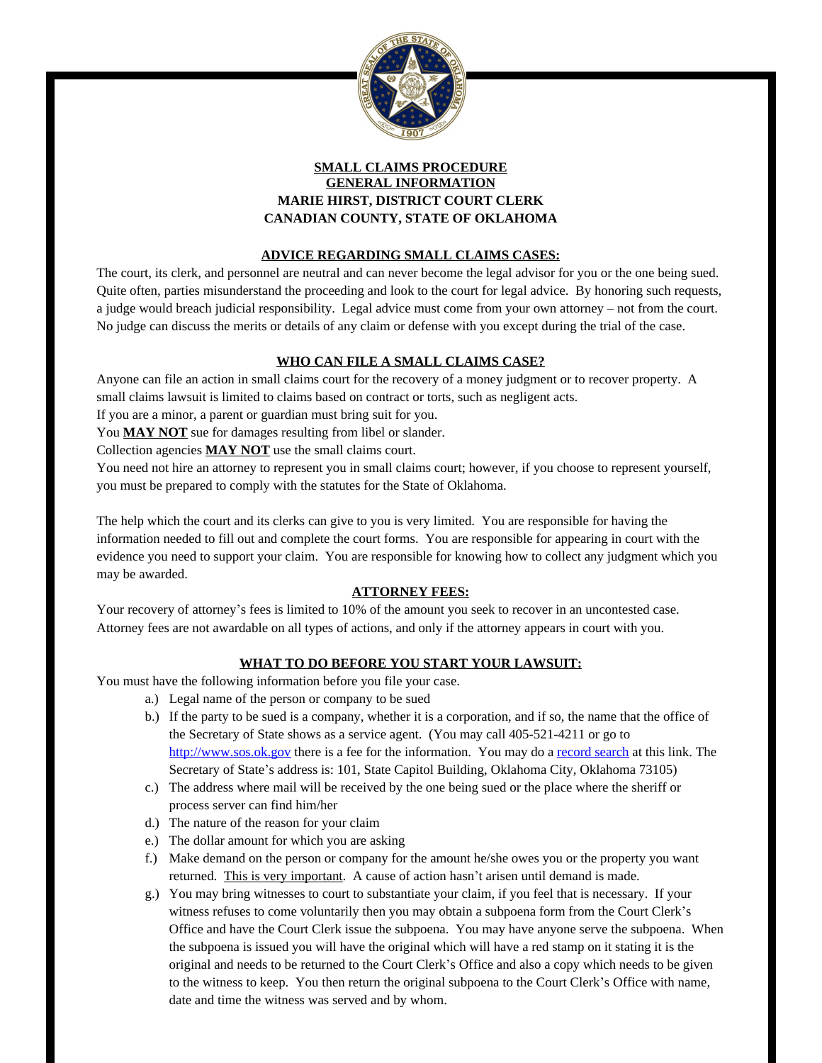# SMALL CLAIMS PROCEDURE
## GENERAL INFORMATION
## MARIE HIRST, DISTRICT COURT CLERK
## CANADIAN COUNTY, STATE OF OKLAHOMA

### ADVICE REGARDING SMALL CLAIMS CASES:

The court, its clerk, and personnel are neutral and can never become the legal advisor for you or the one being sued. Quite often, parties misunderstand the proceeding and look to the court for legal advice. By honoring such requests, a judge would breach judicial responsibility. Legal advice must come from your own attorney – not from the court. No judge can discuss the merits or details of any claim or defense with you except during the trial of the case.

### WHO CAN FILE A SMALL CLAIMS CASE?

Anyone can file an action in small claims court for the recovery of a money judgment or to recover property. A small claims lawsuit is limited to claims based on contract or torts, such as negligent acts.

If you are a minor, a parent or guardian must bring suit for you.

You **MAY NOT** sue for damages resulting from libel or slander.

Collection agencies **MAY NOT** use the small claims court.

You need not hire an attorney to represent you in small claims court; however, if you choose to represent yourself, you must be prepared to comply with the statutes for the State of Oklahoma.

The help which the court and its clerks can give to you is very limited. You are responsible for having the information needed to fill out and complete the court forms. You are responsible for appearing in court with the evidence you need to support your claim. You are responsible for knowing how to collect any judgment which you may be awarded.

### ATTORNEY FEES:

Your recovery of attorney's fees is limited to 10% of the amount you seek to recover in an uncontested case. Attorney fees are not awardable on all types of actions, and only if the attorney appears in court with you.

### WHAT TO DO BEFORE YOU START YOUR LAWSUIT:

You must have the following information before you file your case.

a.) Legal name of the person or company to be sued

b.) If the party to be sued is a company, whether it is a corporation, and if so, the name that the office of the Secretary of State shows as a service agent. (You may call 405-521-4211 or go to http://www.sos.ok.gov there is a fee for the information. You may do a record search at this link. The Secretary of State's address is: 101, State Capitol Building, Oklahoma City, Oklahoma 73105)

c.) The address where mail will be received by the one being sued or the place where the sheriff or process server can find him/her

d.) The nature of the reason for your claim

e.) The dollar amount for which you are asking

f.) Make demand on the person or company for the amount he/she owes you or the property you want returned. This is very important. A cause of action hasn't arisen until demand is made.

g.) You may bring witnesses to court to substantiate your claim, if you feel that is necessary. If your witness refuses to come voluntarily then you may obtain a subpoena form from the Court Clerk's Office and have the Court Clerk issue the subpoena. You may have anyone serve the subpoena. When the subpoena is issued you will have the original which will have a red stamp on it stating it is the original and needs to be returned to the Court Clerk's Office and also a copy which needs to be given to the witness to keep. You then return the original subpoena to the Court Clerk's Office with name, date and time the witness was served and by whom.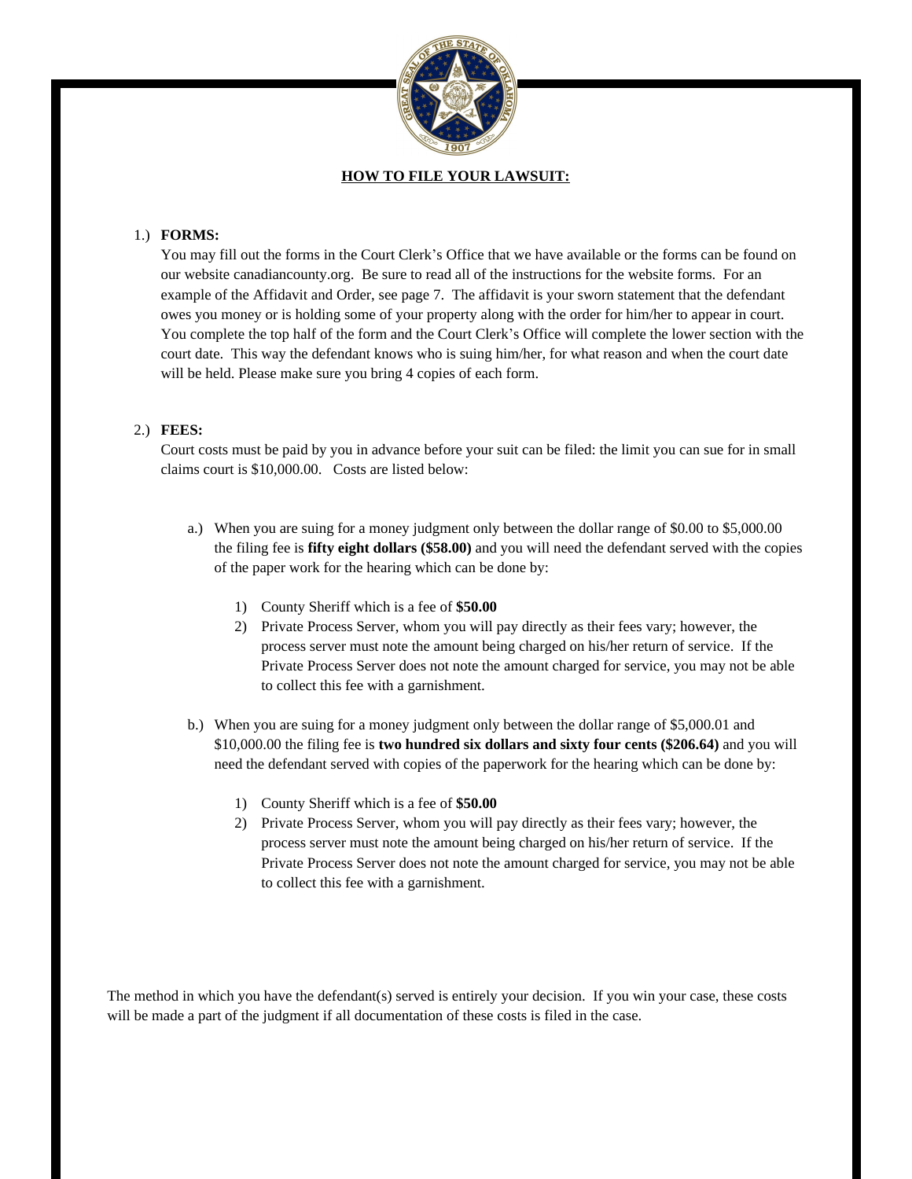## HOW TO FILE YOUR LAWSUIT:

1.) **FORMS:**
You may fill out the forms in the Court Clerk's Office that we have available or the forms can be found on our website canadiancounty.org. Be sure to read all of the instructions for the website forms. For an example of the Affidavit and Order, see page 7. The affidavit is your sworn statement that the defendant owes you money or is holding some of your property along with the order for him/her to appear in court. You complete the top half of the form and the Court Clerk's Office will complete the lower section with the court date. This way the defendant knows who is suing him/her, for what reason and when the court date will be held. Please make sure you bring 4 copies of each form.

2.) **FEES:**
Court costs must be paid by you in advance before your suit can be filed: the limit you can sue for in small claims court is $10,000.00. Costs are listed below:

a.) When you are suing for a money judgment only between the dollar range of $0.00 to $5,000.00 the filing fee is **fifty eight dollars ($58.00)** and you will need the defendant served with the copies of the paper work for the hearing which can be done by:

1) County Sheriff which is a fee of **$50.00**
2) Private Process Server, whom you will pay directly as their fees vary; however, the process server must note the amount being charged on his/her return of service. If the Private Process Server does not note the amount charged for service, you may not be able to collect this fee with a garnishment.

b.) When you are suing for a money judgment only between the dollar range of $5,000.01 and $10,000.00 the filing fee is **two hundred six dollars and sixty four cents ($206.64)** and you will need the defendant served with copies of the paperwork for the hearing which can be done by:

1) County Sheriff which is a fee of **$50.00**
2) Private Process Server, whom you will pay directly as their fees vary; however, the process server must note the amount being charged on his/her return of service. If the Private Process Server does not note the amount charged for service, you may not be able to collect this fee with a garnishment.

The method in which you have the defendant(s) served is entirely your decision. If you win your case, these costs will be made a part of the judgment if all documentation of these costs is filed in the case.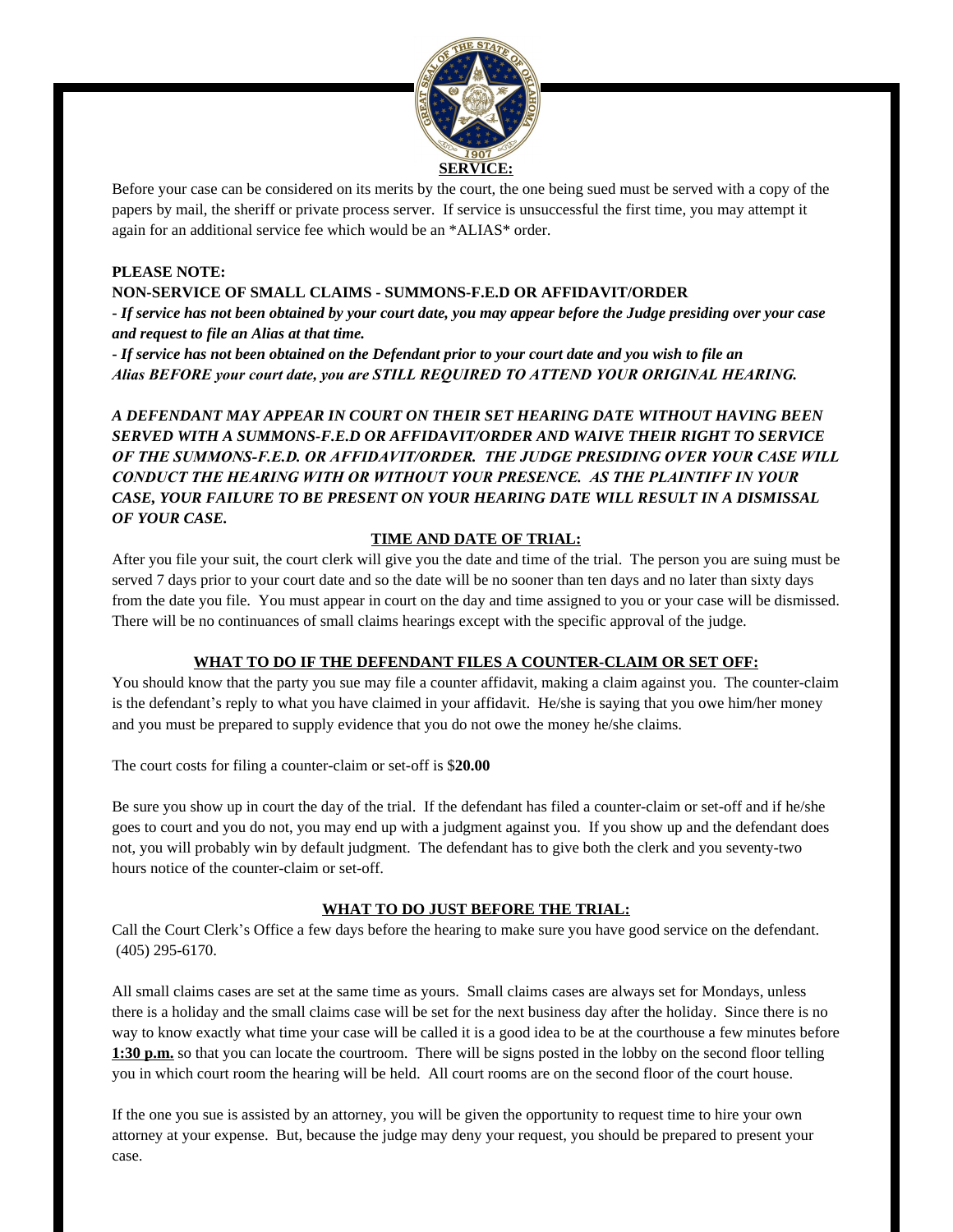## SERVICE:

Before your case can be considered on its merits by the court, the one being sued must be served with a copy of the papers by mail, the sheriff or private process server. If service is unsuccessful the first time, you may attempt it again for an additional service fee which would be an *ALIAS* order.

**PLEASE NOTE:**

**NON-SERVICE OF SMALL CLAIMS - SUMMONS-F.E.D OR AFFIDAVIT/ORDER**

***- If service has not been obtained by your court date, you may appear before the Judge presiding over your case and request to file an Alias at that time.***

***- If service has not been obtained on the Defendant prior to your court date and you wish to file an Alias BEFORE your court date, you are STILL REQUIRED TO ATTEND YOUR ORIGINAL HEARING.***

***A DEFENDANT MAY APPEAR IN COURT ON THEIR SET HEARING DATE WITHOUT HAVING BEEN SERVED WITH A SUMMONS-F.E.D OR AFFIDAVIT/ORDER AND WAIVE THEIR RIGHT TO SERVICE OF THE SUMMONS-F.E.D. OR AFFIDAVIT/ORDER. THE JUDGE PRESIDING OVER YOUR CASE WILL CONDUCT THE HEARING WITH OR WITHOUT YOUR PRESENCE. AS THE PLAINTIFF IN YOUR CASE, YOUR FAILURE TO BE PRESENT ON YOUR HEARING DATE WILL RESULT IN A DISMISSAL OF YOUR CASE.***

## TIME AND DATE OF TRIAL:

After you file your suit, the court clerk will give you the date and time of the trial. The person you are suing must be served 7 days prior to your court date and so the date will be no sooner than ten days and no later than sixty days from the date you file. You must appear in court on the day and time assigned to you or your case will be dismissed. There will be no continuances of small claims hearings except with the specific approval of the judge.

## WHAT TO DO IF THE DEFENDANT FILES A COUNTER-CLAIM OR SET OFF:

You should know that the party you sue may file a counter affidavit, making a claim against you. The counter-claim is the defendant's reply to what you have claimed in your affidavit. He/she is saying that you owe him/her money and you must be prepared to supply evidence that you do not owe the money he/she claims.

The court costs for filing a counter-claim or set-off is $**20.00**

Be sure you show up in court the day of the trial. If the defendant has filed a counter-claim or set-off and if he/she goes to court and you do not, you may end up with a judgment against you. If you show up and the defendant does not, you will probably win by default judgment. The defendant has to give both the clerk and you seventy-two hours notice of the counter-claim or set-off.

## WHAT TO DO JUST BEFORE THE TRIAL:

Call the Court Clerk's Office a few days before the hearing to make sure you have good service on the defendant. (405) 295-6170.

All small claims cases are set at the same time as yours. Small claims cases are always set for Mondays, unless there is a holiday and the small claims case will be set for the next business day after the holiday. Since there is no way to know exactly what time your case will be called it is a good idea to be at the courthouse a few minutes before **1:30 p.m.** so that you can locate the courtroom. There will be signs posted in the lobby on the second floor telling you in which court room the hearing will be held. All court rooms are on the second floor of the court house.

If the one you sue is assisted by an attorney, you will be given the opportunity to request time to hire your own attorney at your expense. But, because the judge may deny your request, you should be prepared to present your case.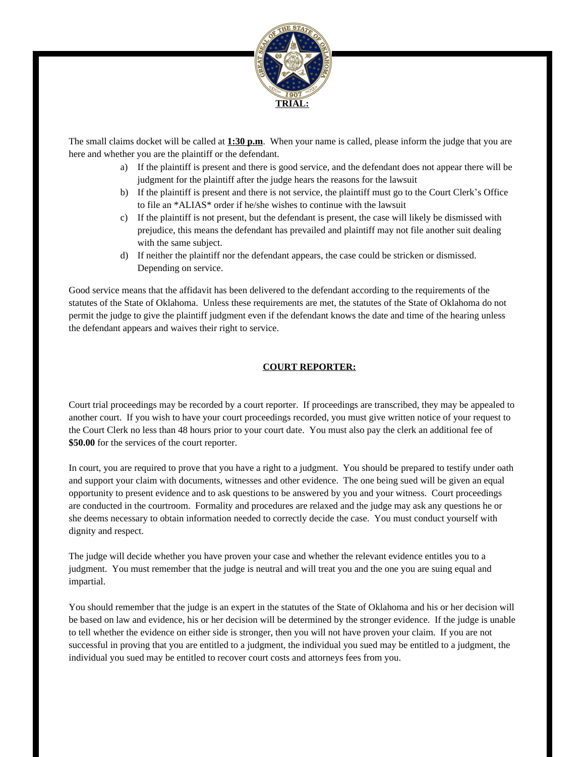## TRIAL:

The small claims docket will be called at **1:30 p.m**. When your name is called, please inform the judge that you are here and whether you are the plaintiff or the defendant.

a) If the plaintiff is present and there is good service, and the defendant does not appear there will be judgment for the plaintiff after the judge hears the reasons for the lawsuit
b) If the plaintiff is present and there is not service, the plaintiff must go to the Court Clerk's Office to file an *ALIAS* order if he/she wishes to continue with the lawsuit
c) If the plaintiff is not present, but the defendant is present, the case will likely be dismissed with prejudice, this means the defendant has prevailed and plaintiff may not file another suit dealing with the same subject.
d) If neither the plaintiff nor the defendant appears, the case could be stricken or dismissed. Depending on service.

Good service means that the affidavit has been delivered to the defendant according to the requirements of the statutes of the State of Oklahoma. Unless these requirements are met, the statutes of the State of Oklahoma do not permit the judge to give the plaintiff judgment even if the defendant knows the date and time of the hearing unless the defendant appears and waives their right to service.

## COURT REPORTER:

Court trial proceedings may be recorded by a court reporter. If proceedings are transcribed, they may be appealed to another court. If you wish to have your court proceedings recorded, you must give written notice of your request to the Court Clerk no less than 48 hours prior to your court date. You must also pay the clerk an additional fee of **$50.00** for the services of the court reporter.

In court, you are required to prove that you have a right to a judgment. You should be prepared to testify under oath and support your claim with documents, witnesses and other evidence. The one being sued will be given an equal opportunity to present evidence and to ask questions to be answered by you and your witness. Court proceedings are conducted in the courtroom. Formality and procedures are relaxed and the judge may ask any questions he or she deems necessary to obtain information needed to correctly decide the case. You must conduct yourself with dignity and respect.

The judge will decide whether you have proven your case and whether the relevant evidence entitles you to a judgment. You must remember that the judge is neutral and will treat you and the one you are suing equal and impartial.

You should remember that the judge is an expert in the statutes of the State of Oklahoma and his or her decision will be based on law and evidence, his or her decision will be determined by the stronger evidence. If the judge is unable to tell whether the evidence on either side is stronger, then you will not have proven your claim. If you are not successful in proving that you are entitled to a judgment, the individual you sued may be entitled to a judgment, the individual you sued may be entitled to recover court costs and attorneys fees from you.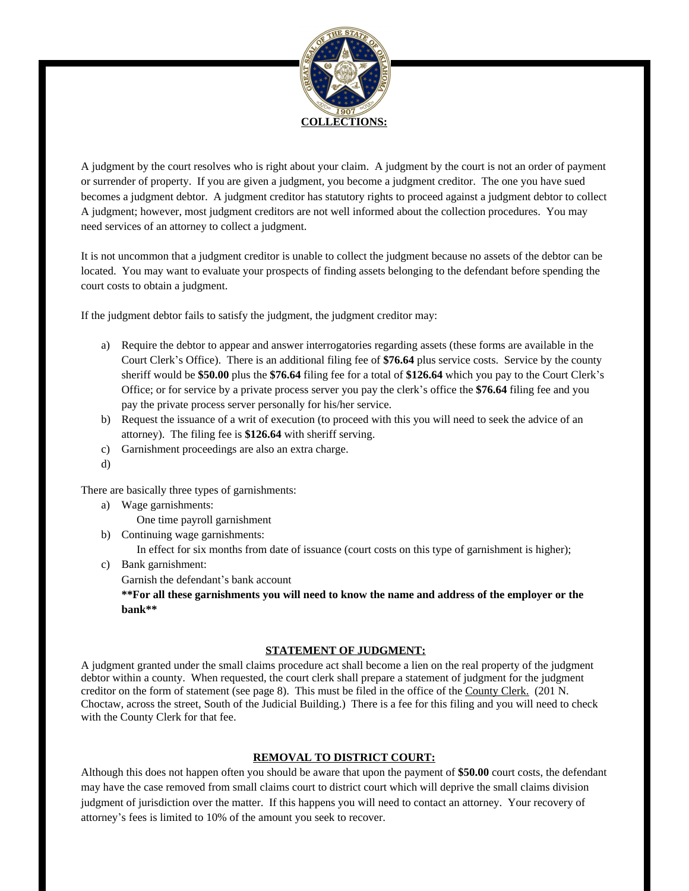## COLLECTIONS:

A judgment by the court resolves who is right about your claim. A judgment by the court is not an order of payment or surrender of property. If you are given a judgment, you become a judgment creditor. The one you have sued becomes a judgment debtor. A judgment creditor has statutory rights to proceed against a judgment debtor to collect A judgment; however, most judgment creditors are not well informed about the collection procedures. You may need services of an attorney to collect a judgment.

It is not uncommon that a judgment creditor is unable to collect the judgment because no assets of the debtor can be located. You may want to evaluate your prospects of finding assets belonging to the defendant before spending the court costs to obtain a judgment.

If the judgment debtor fails to satisfy the judgment, the judgment creditor may:

a) Require the debtor to appear and answer interrogatories regarding assets (these forms are available in the Court Clerk's Office). There is an additional filing fee of **$76.64** plus service costs. Service by the county sheriff would be **$50.00** plus the **$76.64** filing fee for a total of **$126.64** which you pay to the Court Clerk's Office; or for service by a private process server you pay the clerk's office the **$76.64** filing fee and you pay the private process server personally for his/her service.
b) Request the issuance of a writ of execution (to proceed with this you will need to seek the advice of an attorney). The filing fee is **$126.64** with sheriff serving.
c) Garnishment proceedings are also an extra charge.
d)

There are basically three types of garnishments:

a) Wage garnishments:
   One time payroll garnishment
b) Continuing wage garnishments:
   In effect for six months from date of issuance (court costs on this type of garnishment is higher);
c) Bank garnishment:
   Garnish the defendant's bank account
   **\*\*For all these garnishments you will need to know the name and address of the employer or the bank\*\***

## STATEMENT OF JUDGMENT:

A judgment granted under the small claims procedure act shall become a lien on the real property of the judgment debtor within a county. When requested, the court clerk shall prepare a statement of judgment for the judgment creditor on the form of statement (see page 8). This must be filed in the office of the County Clerk. (201 N. Choctaw, across the street, South of the Judicial Building.) There is a fee for this filing and you will need to check with the County Clerk for that fee.

## REMOVAL TO DISTRICT COURT:

Although this does not happen often you should be aware that upon the payment of **$50.00** court costs, the defendant may have the case removed from small claims court to district court which will deprive the small claims division judgment of jurisdiction over the matter. If this happens you will need to contact an attorney. Your recovery of attorney's fees is limited to 10% of the amount you seek to recover.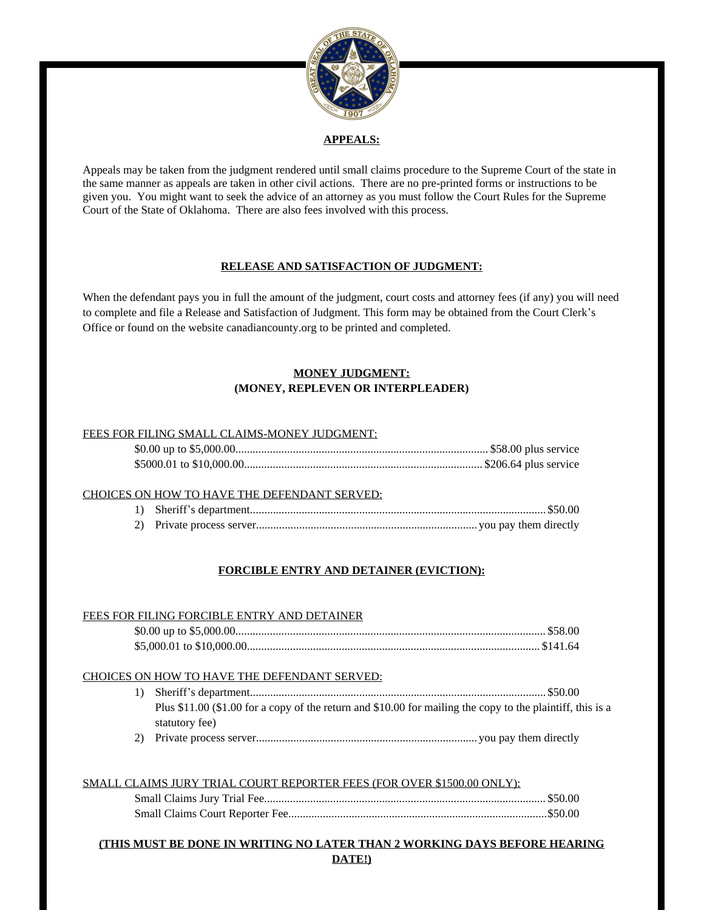## APPEALS:

Appeals may be taken from the judgment rendered until small claims procedure to the Supreme Court of the state in the same manner as appeals are taken in other civil actions. There are no pre-printed forms or instructions to be given you. You might want to seek the advice of an attorney as you must follow the Court Rules for the Supreme Court of the State of Oklahoma. There are also fees involved with this process.

## RELEASE AND SATISFACTION OF JUDGMENT:

When the defendant pays you in full the amount of the judgment, court costs and attorney fees (if any) you will need to complete and file a Release and Satisfaction of Judgment. This form may be obtained from the Court Clerk's Office or found on the website canadiancounty.org to be printed and completed.

## MONEY JUDGMENT:
### (MONEY, REPLEVEN OR INTERPLEADER)

FEES FOR FILING SMALL CLAIMS-MONEY JUDGMENT:

- $0.00 up to $5,000.00 .......... $58.00 plus service
- $5000.01 to $10,000.00 .......... $206.64 plus service

CHOICES ON HOW TO HAVE THE DEFENDANT SERVED:

1) Sheriff's department .......... $50.00
2) Private process server .......... you pay them directly

## FORCIBLE ENTRY AND DETAINER (EVICTION):

FEES FOR FILING FORCIBLE ENTRY AND DETAINER

- $0.00 up to $5,000.00 .......... $58.00
- $5,000.01 to $10,000.00 .......... $141.64

CHOICES ON HOW TO HAVE THE DEFENDANT SERVED:

1) Sheriff's department .......... $50.00
   Plus $11.00 ($1.00 for a copy of the return and $10.00 for mailing the copy to the plaintiff, this is a statutory fee)
2) Private process server .......... you pay them directly

SMALL CLAIMS JURY TRIAL COURT REPORTER FEES (FOR OVER $1500.00 ONLY):

- Small Claims Jury Trial Fee .......... $50.00
- Small Claims Court Reporter Fee .......... $50.00

**(THIS MUST BE DONE IN WRITING NO LATER THAN 2 WORKING DAYS BEFORE HEARING DATE!)**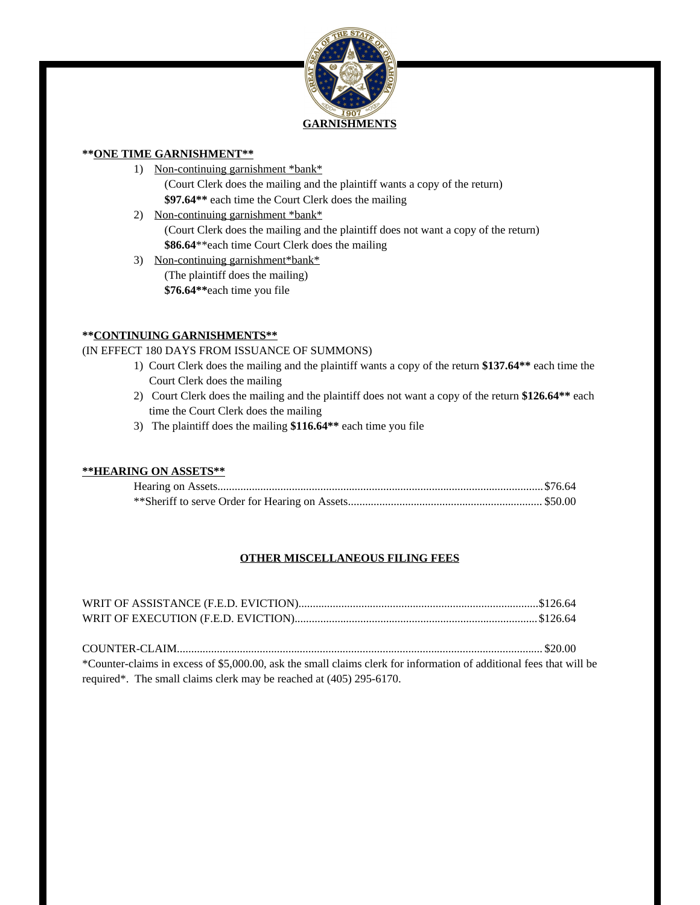# GARNISHMENTS

**ONE TIME GARNISHMENT**

1) Non-continuing garnishment *bank*
   (Court Clerk does the mailing and the plaintiff wants a copy of the return)
   **$97.64**** each time the Court Clerk does the mailing
2) Non-continuing garnishment *bank*
   (Court Clerk does the mailing and the plaintiff does not want a copy of the return)
   **$86.64****each time Court Clerk does the mailing
3) Non-continuing garnishment*bank*
   (The plaintiff does the mailing)
   **$76.64****each time you file

**CONTINUING GARNISHMENTS**

(IN EFFECT 180 DAYS FROM ISSUANCE OF SUMMONS)

1) Court Clerk does the mailing and the plaintiff wants a copy of the return **$137.64**** each time the Court Clerk does the mailing
2) Court Clerk does the mailing and the plaintiff does not want a copy of the return **$126.64**** each time the Court Clerk does the mailing
3) The plaintiff does the mailing **$116.64**** each time you file

**HEARING ON ASSETS**

Hearing on Assets.......................................................................................................$76.64
**Sheriff to serve Order for Hearing on Assets.......................................................... $50.00

## OTHER MISCELLANEOUS FILING FEES

WRIT OF ASSISTANCE (F.E.D. EVICTION)...................................................................................$126.64
WRIT OF EXECUTION (F.E.D. EVICTION)...................................................................................$126.64

COUNTER-CLAIM............................................................................................................................ $20.00
*Counter-claims in excess of $5,000.00, ask the small claims clerk for information of additional fees that will be required*. The small claims clerk may be reached at (405) 295-6170.